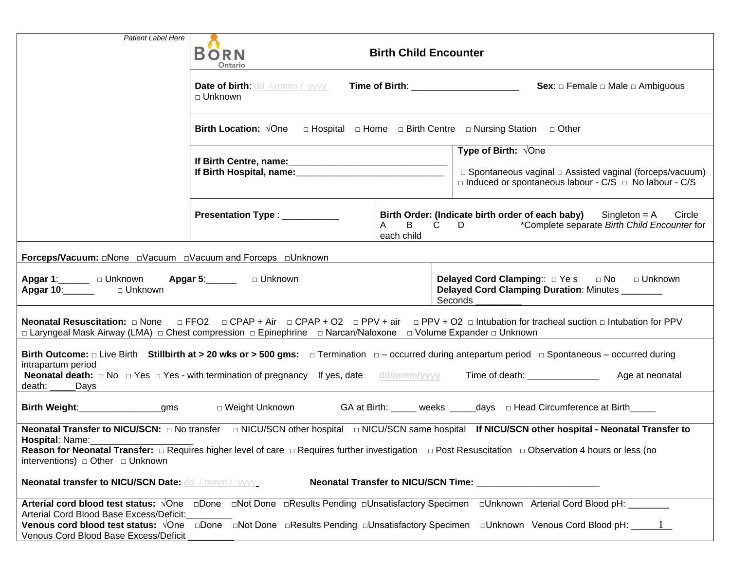Patient Label Here

BORN Ontario

# Birth Child Encounter

**Date of birth**: dd / mmm / yyyy **Time of Birth**: ____________________ **Sex**: □ Female □ Male □ Ambiguous □ Unknown

**Birth Location:** √One □ Hospital □ Home □ Birth Centre □ Nursing Station □ Other

**If Birth Centre, name:**______________________________
**If Birth Hospital, name:**____________________________

**Type of Birth:** √One
□ Spontaneous vaginal □ Assisted vaginal (forceps/vacuum) □ Induced or spontaneous labour - C/S □ No labour - C/S

**Presentation Type** : ___________

**Birth Order: (Indicate birth order of each baby)** Singleton = A Circle A B C D *Complete separate *Birth Child Encounter* for each child

**Forceps/Vacuum:** □None □Vacuum □Vacuum and Forceps □Unknown

**Apgar 1**:______ □ Unknown **Apgar 5**:______ □ Unknown
**Apgar 10**:______ □ Unknown

**Delayed Cord Clamping**:: □ Ye s □ No □ Unknown
**Delayed Cord Clamping Duration**: Minutes ________ Seconds ________

**Neonatal Resuscitation:** □ None □ FFO2 □ CPAP + Air □ CPAP + O2 □ PPV + air □ PPV + O2 □ Intubation for tracheal suction □ Intubation for PPV □ Laryngeal Mask Airway (LMA) □ Chest compression □ Epinephrine □ Narcan/Naloxone □ Volume Expander □ Unknown

**Birth Outcome:** □ Live Birth **Stillbirth at > 20 wks or > 500 gms:** □ Termination □ – occurred during antepartum period □ Spontaneous – occurred during intrapartum period
**Neonatal death:** □ No □ Yes □ Yes - with termination of pregnancy If yes, date: dd/mmm/yyyy Time of death: ______________ Age at neonatal death: _____Days

**Birth Weight**:_______________gms □ Weight Unknown GA at Birth: _____ weeks _____days □ Head Circumference at Birth_____

**Neonatal Transfer to NICU/SCN:** □ No transfer □ NICU/SCN other hospital □ NICU/SCN same hospital **If NICU/SCN other hospital - Neonatal Transfer to Hospital**: Name:____________________
**Reason for Neonatal Transfer:** □ Requires higher level of care □ Requires further investigation □ Post Resuscitation □ Observation 4 hours or less (no interventions) □ Other □ Unknown

**Neonatal transfer to NICU/SCN Date:** dd / mmm / yyyy **Neonatal Transfer to NICU/SCN Time:** _______________________

**Arterial cord blood test status:** √One □Done □Not Done □Results Pending □Unsatisfactory Specimen □Unknown Arterial Cord Blood pH: ________ Arterial Cord Blood Base Excess/Deficit:_________
**Venous cord blood test status:** √One □Done □Not Done □Results Pending □Unsatisfactory Specimen □Unknown Venous Cord Blood pH: ________ Venous Cord Blood Base Excess/Deficit _________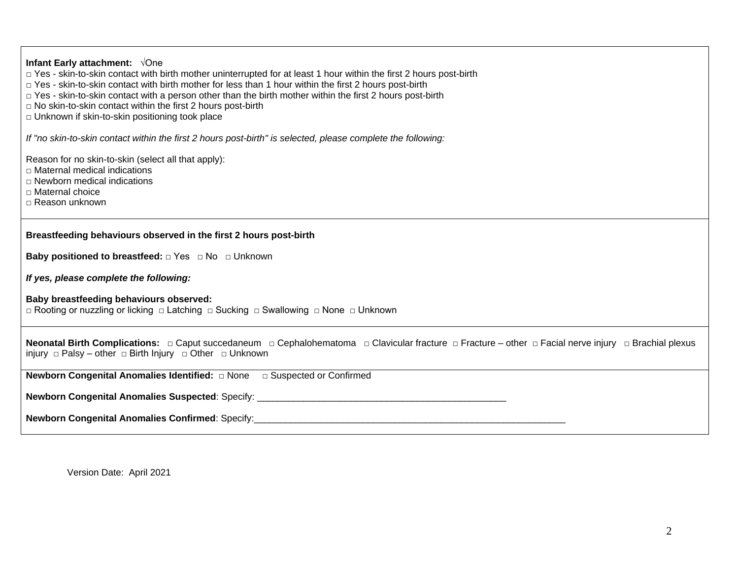**Infant Early attachment:** √One

□ Yes - skin-to-skin contact with birth mother uninterrupted for at least 1 hour within the first 2 hours post-birth
□ Yes - skin-to-skin contact with birth mother for less than 1 hour within the first 2 hours post-birth
□ Yes - skin-to-skin contact with a person other than the birth mother within the first 2 hours post-birth
□ No skin-to-skin contact within the first 2 hours post-birth
□ Unknown if skin-to-skin positioning took place

*If "no skin-to-skin contact within the first 2 hours post-birth" is selected, please complete the following:*

Reason for no skin-to-skin (select all that apply):
□ Maternal medical indications
□ Newborn medical indications
□ Maternal choice
□ Reason unknown

**Breastfeeding behaviours observed in the first 2 hours post-birth**

**Baby positioned to breastfeed:** □ Yes □ No □ Unknown

***If yes, please complete the following:***

**Baby breastfeeding behaviours observed:**
□ Rooting or nuzzling or licking □ Latching □ Sucking □ Swallowing □ None □ Unknown

**Neonatal Birth Complications:** □ Caput succedaneum □ Cephalohematoma □ Clavicular fracture □ Fracture – other □ Facial nerve injury □ Brachial plexus injury □ Palsy – other □ Birth Injury □ Other □ Unknown

**Newborn Congenital Anomalies Identified:** □ None □ Suspected or Confirmed

**Newborn Congenital Anomalies Suspected**: Specify: ___________________________________________

**Newborn Congenital Anomalies Confirmed**: Specify:_____________________________________________________

Version Date: April 2021